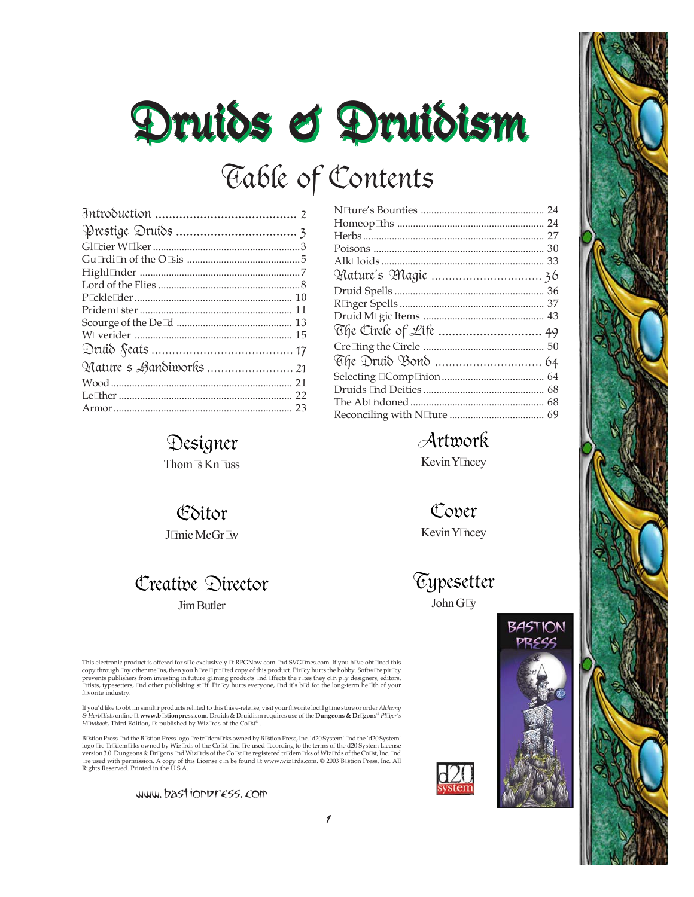# Druids & Druidism

## Table of Contents

| | |
|---|---|
| **Introduction** | 2 |
| **Prestige Druids** | 3 |
| Glacier Walker | 3 |
| Guardian of the Oasis | 5 |
| Highlander | 7 |
| Lord of the Flies | 8 |
| Packleader | 10 |
| Pridemaster | 11 |
| Scourge of the Dead | 13 |
| Waverider | 15 |
| **Druid Feats** | 17 |
| **Nature s Handiworks** | 21 |
| Wood | 21 |
| Leather | 22 |
| Armor | 23 |
| Nature's Bounties | 24 |
| Homeopaths | 24 |
| Herbs | 27 |
| Poisons | 30 |
| Alkaloids | 33 |
| **Nature's Magic** | 36 |
| Druid Spells | 36 |
| Ranger Spells | 37 |
| Druid Magic Items | 43 |
| **The Circle of Life** | 49 |
| Creating the Circle | 50 |
| **The Druid Bond** | 64 |
| Selecting a Companion | 64 |
| Druids and Deities | 68 |
| The Abandoned | 68 |
| Reconciling with Nature | 69 |

### Designer
Thomas Knauss

### Editor
Jamie McGraw

### Creative Director
Jim Butler

### Artwork
Kevin Yancey

### Cover
Kevin Yancey

### Typesetter
John Gay

This electronic product is offered for sale exclusively at RPGNow.com and SVGames.com. If you have obtained this copy through any other means, then you have a pirated copy of this product. Piracy hurts the hobby. Software piracy prevents publishers from investing in future gaming products and affects the rates they can pay designers, editors, artists, typesetters, and other publishing staff. Piracy hurts everyone, and it's bad for the long-term health of your favorite industry.

If you'd like to obtain similar products related to this this e-release, visit your favorite local game store or order *Alchemy & Herbalists* online at **www.bastionpress.com**. Druids & Druidism requires use of the **Dungeons & Dragons**® *Player's Handbook*, Third Edition, as published by Wizards of the Coast®.

Bastion Press and the Bastion Press logo are trademarks owned by Bastion Press, Inc. 'd20 System' and the 'd20 System' logo are trademarks owned by Wizards of the Coast and are used according to the terms of the d20 System License version 3.0. Dungeons & Dragons and Wizards of the Coast are registered trademarks of Wizards of the Coast, Inc. and are used with permission. A copy of this License can be found at www.wizards.com. © 2003 Bastion Press, Inc. All Rights Reserved. Printed in the U.S.A.

www.bastionpress.com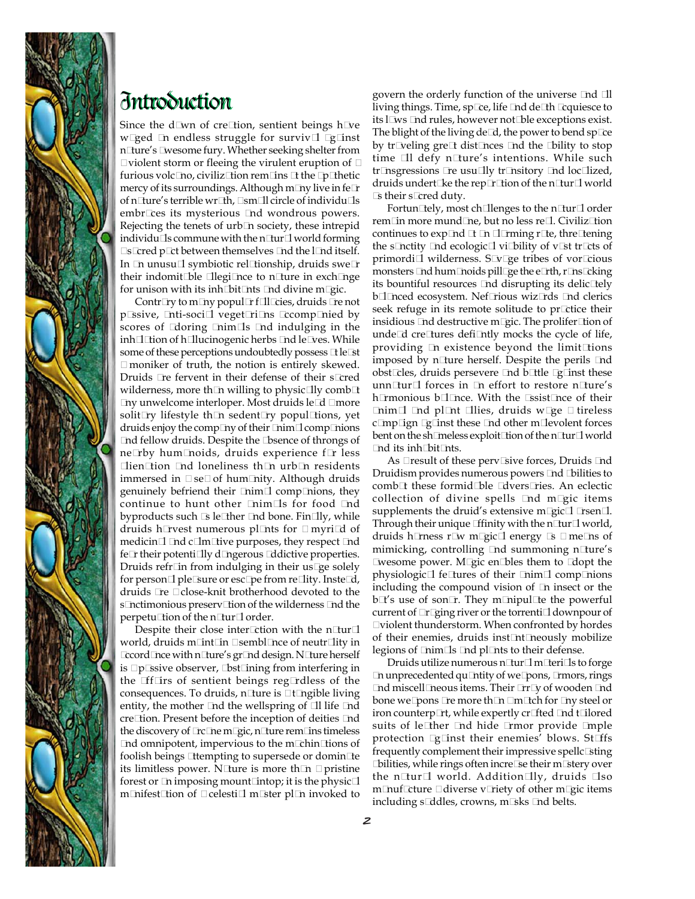# Introduction

Since the dawn of creation, sentient beings have waged an endless struggle for survival against nature's awesome fury. Whether seeking shelter from a violent storm or fleeing the virulent eruption of a furious volcano, civilization remains at the apathetic mercy of its surroundings. Although many live in fear of nature's terrible wrath, a small circle of individuals embraces its mysterious and wondrous powers. Rejecting the tenets of urban society, these intrepid individuals commune with the natural world forming a sacred pact between themselves and the land itself. In an unusual symbiotic relationship, druids swear their indomitable allegiance to nature in exchange for unison with its inhabitants and divine magic.

Contrary to many popular fallacies, druids are not passive, anti-social vegetarians accompanied by scores of adoring animals and indulging in the inhalation of hallucinogenic herbs and leaves. While some of these perceptions undoubtedly possess at least a moniker of truth, the notion is entirely skewed. Druids are fervent in their defense of their sacred wilderness, more than willing to physically combat any unwelcome interloper. Most druids lead a more solitary lifestyle than sedentary populations, yet druids enjoy the company of their animal companions and fellow druids. Despite the absence of throngs of nearby humanoids, druids experience far less alienation and loneliness than urban residents immersed in a sea of humanity. Although druids genuinely befriend their animal companions, they continue to hunt other animals for food and byproducts such as leather and bone. Finally, while druids harvest numerous plants for a myriad of medicinal and calmative purposes, they respect and fear their potentially dangerous addictive properties. Druids refrain from indulging in their usage solely for personal pleasure or escape from reality. Instead, druids are a close-knit brotherhood devoted to the sanctimonious preservation of the wilderness and the perpetuation of the natural order.

Despite their close interaction with the natural world, druids maintain a semblance of neutrality in accordance with nature's grand design. Nature herself is a passive observer, abstaining from interfering in the affairs of sentient beings regardless of the consequences. To druids, nature is a tangible living entity, the mother and the wellspring of all life and creation. Present before the inception of deities and the discovery of arcane magic, nature remains timeless and omnipotent, impervious to the machinations of foolish beings attempting to supersede or dominate its limitless power. Nature is more than a pristine forest or an imposing mountaintop; it is the physical manifestation of a celestial master plan invoked to govern the orderly function of the universe and all living things. Time, space, life and death acquiesce to its laws and rules, however notable exceptions exist. The blight of the living dead, the power to bend space by traveling great distances and the ability to stop time all defy nature's intentions. While such transgressions are usually transitory and localized, druids undertake the reparation of the natural world as their sacred duty.

Fortunately, most challenges to the natural order remain more mundane, but no less real. Civilization continues to expand at an alarming rate, threatening the sanctity and ecological viability of vast tracts of primordial wilderness. Savage tribes of voracious monsters and humanoids pillage the earth, ransacking its bountiful resources and disrupting its delicately balanced ecosystem. Nefarious wizards and clerics seek refuge in its remote solitude to practice their insidious and destructive magic. The proliferation of undead creatures defiantly mocks the cycle of life, providing an existence beyond the limitations imposed by nature herself. Despite the perils and obstacles, druids persevere and battle against these unnatural forces in an effort to restore nature's harmonious balance. With the assistance of their animal and plant allies, druids wage a tireless campaign against these and other malevolent forces bent on the shameless exploitation of the natural world and its inhabitants.

As a result of these pervasive forces, Druids and Druidism provides numerous powers and abilities to combat these formidable adversaries. An eclectic collection of divine spells and magic items supplements the druid's extensive magical arsenal. Through their unique affinity with the natural world, druids harness raw magical energy as a means of mimicking, controlling and summoning nature's awesome power. Magic enables them to adopt the physiological features of their animal companions including the compound vision of an insect or the bat's use of sonar. They manipulate the powerful current of a raging river or the torrential downpour of a violent thunderstorm. When confronted by hordes of their enemies, druids instantaneously mobilize legions of animals and plants to their defense.

Druids utilize numerous natural materials to forge an unprecedented quantity of weapons, armors, rings and miscellaneous items. Their array of wooden and bone weapons are more than a match for any steel or iron counterpart, while expertly crafted and tailored suits of leather and hide armor provide ample protection against their enemies' blows. Staffs frequently complement their impressive spellcasting abilities, while rings often increase their mastery over the natural world. Additionally, druids also manufacture a diverse variety of other magic items including saddles, crowns, masks and belts.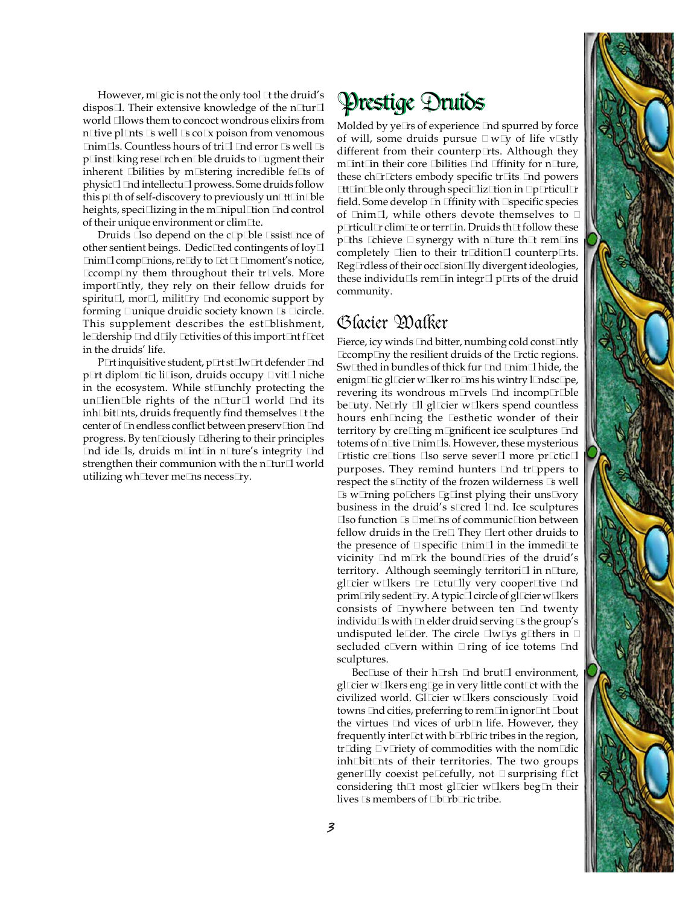However, magic is not the only tool at the druid's disposal. Their extensive knowledge of the natural world allows them to concoct wondrous elixirs from native plants as well as coax poison from venomous animals. Countless hours of trial and error as well as painstaking research enable druids to augment their inherent abilities by mastering incredible feats of physical and intellectual prowess. Some druids follow this path of self-discovery to previously unattainable heights, specializing in the manipulation and control of their unique environment or climate.

Druids also depend on the capable assistance of other sentient beings. Dedicated contingents of loyal animal companions, ready to act at a moment's notice, accompany them throughout their travels. More importantly, they rely on their fellow druids for spiritual, moral, military and economic support by forming a unique druidic society known as a circle. This supplement describes the establishment, leadership and daily activities of this important facet in the druids' life.

Part inquisitive student, part stalwart defender and part diplomatic liaison, druids occupy a vital niche in the ecosystem. While staunchly protecting the unalienable rights of the natural world and its inhabitants, druids frequently find themselves at the center of an endless conflict between preservation and progress. By tenaciously adhering to their principles and ideals, druids maintain nature's integrity and strengthen their communion with the natural world utilizing whatever means necessary.

# Prestige Druids

Molded by years of experience and spurred by force of will, some druids pursue a way of life vastly different from their counterparts. Although they maintain their core abilities and affinity for nature, these characters embody specific traits and powers attainable only through specialization in a particular field. Some develop an affinity with a specific species of animal, while others devote themselves to a particular climate or terrain. Druids that follow these paths achieve a synergy with nature that remains completely alien to their traditional counterparts. Regardless of their occasionally divergent ideologies, these individuals remain integral parts of the druid community.

## Glacier Walker

Fierce, icy winds and bitter, numbing cold constantly accompany the resilient druids of the arctic regions. Swathed in bundles of thick fur and animal hide, the enigmatic glacier walker roams his wintry landscape, revering its wondrous marvels and incomparable beauty. Nearly all glacier walkers spend countless hours enhancing the aesthetic wonder of their territory by creating magnificent ice sculptures and totems of native animals. However, these mysterious artistic creations also serve several more practical purposes. They remind hunters and trappers to respect the sanctity of the frozen wilderness as well as warning poachers against plying their unsavory business in the druid's sacred land. Ice sculptures also function as a means of communication between fellow druids in the area. They alert other druids to the presence of a specific animal in the immediate vicinity and mark the boundaries of the druid's territory. Although seemingly territorial in nature, glacier walkers are actually very cooperative and primarily sedentary. A typical circle of glacier walkers consists of anywhere between ten and twenty individuals with an elder druid serving as the group's undisputed leader. The circle always gathers in a secluded cavern within a ring of ice totems and sculptures.

Because of their harsh and brutal environment, glacier walkers engage in very little contact with the civilized world. Glacier walkers consciously avoid towns and cities, preferring to remain ignorant about the virtues and vices of urban life. However, they frequently interact with barbaric tribes in the region, trading a variety of commodities with the nomadic inhabitants of their territories. The two groups generally coexist peacefully, not a surprising fact considering that most glacier walkers began their lives as members of a barbaric tribe.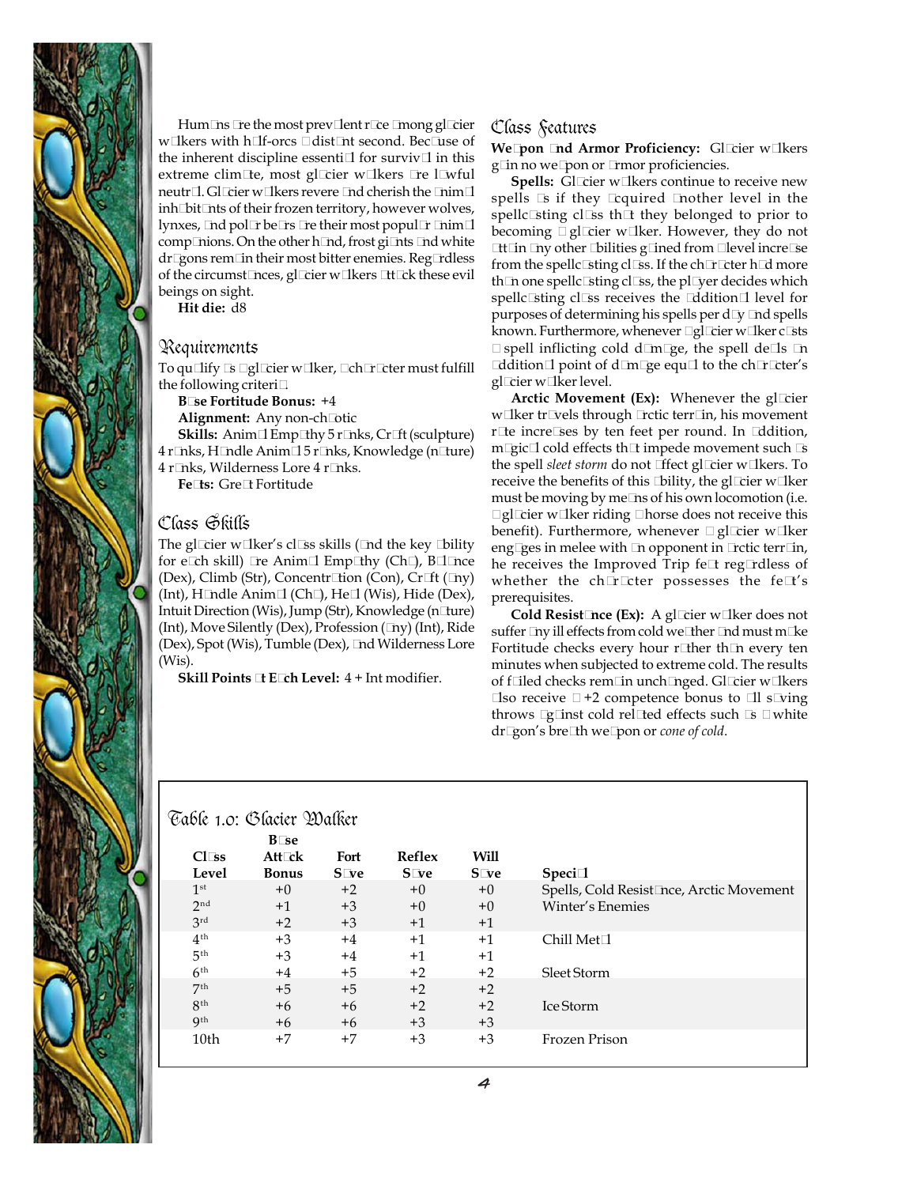Humans are the most prevalent race among glacier walkers with half-orcs a distant second. Because of the inherent discipline essential for survival in this extreme climate, most glacier walkers are lawful neutral. Glacier walkers revere and cherish the animal inhabitants of their frozen territory, however wolves, lynxes, and polar bears are their most popular animal companions. On the other hand, frost giants and white dragons remain their most bitter enemies. Regardless of the circumstances, glacier walkers attack these evil beings on sight.

**Hit die:** d8

## Requirements

To qualify as a glacier walker, a character must fulfill the following criteria.

**Base Fortitude Bonus:** +4

**Alignment:** Any non-chaotic

**Skills:** Animal Empathy 5 ranks, Craft (sculpture) 4 ranks, Handle Animal 5 ranks, Knowledge (nature) 4 ranks, Wilderness Lore 4 ranks.

**Feats:** Great Fortitude

## Class Skills

The glacier walker's class skills (and the key ability for each skill) are Animal Empathy (Cha), Balance (Dex), Climb (Str), Concentration (Con), Craft (any) (Int), Handle Animal (Cha), Heal (Wis), Hide (Dex), Intuit Direction (Wis), Jump (Str), Knowledge (nature) (Int), Move Silently (Dex), Profession (any) (Int), Ride (Dex), Spot (Wis), Tumble (Dex), and Wilderness Lore (Wis).

**Skill Points at Each Level:** 4 + Int modifier.

## Class Features

**Weapon and Armor Proficiency:** Glacier walkers gain no weapon or armor proficiencies.

**Spells:** Glacier walkers continue to receive new spells as if they acquired another level in the spellcasting class that they belonged to prior to becoming a glacier walker. However, they do not attain any other abilities gained from a level increase from the spellcasting class. If the character had more than one spellcasting class, the player decides which spellcasting class receives the additional level for purposes of determining his spells per day and spells known. Furthermore, whenever a glacier walker casts a spell inflicting cold damage, the spell deals an additional point of damage equal to the character's glacier walker level.

**Arctic Movement (Ex):** Whenever the glacier walker travels through arctic terrain, his movement rate increases by ten feet per round. In addition, magical cold effects that impede movement such as the spell *sleet storm* do not affect glacier walkers. To receive the benefits of this ability, the glacier walker must be moving by means of his own locomotion (i.e. a glacier walker riding a horse does not receive this benefit). Furthermore, whenever a glacier walker engages in melee with an opponent in arctic terrain, he receives the Improved Trip feat regardless of whether the character possesses the feat's prerequisites.

**Cold Resistance (Ex):** A glacier walker does not suffer any ill effects from cold weather and must make Fortitude checks every hour rather than every ten minutes when subjected to extreme cold. The results of failed checks remain unchanged. Glacier walkers also receive a +2 competence bonus to all saving throws against cold related effects such as a white dragon's breath weapon or *cone of cold*.

### Table 1.0: Glacier Walker

| Class Level | Base Attack Bonus | Fort Save | Reflex Save | Will Save | Special |
|---|---|---|---|---|---|
| 1st | +0 | +2 | +0 | +0 | Spells, Cold Resistance, Arctic Movement |
| 2nd | +1 | +3 | +0 | +0 | Winter's Enemies |
| 3rd | +2 | +3 | +1 | +1 | |
| 4th | +3 | +4 | +1 | +1 | Chill Metal |
| 5th | +3 | +4 | +1 | +1 | |
| 6th | +4 | +5 | +2 | +2 | Sleet Storm |
| 7th | +5 | +5 | +2 | +2 | |
| 8th | +6 | +6 | +2 | +2 | Ice Storm |
| 9th | +6 | +6 | +3 | +3 | |
| 10th | +7 | +7 | +3 | +3 | Frozen Prison |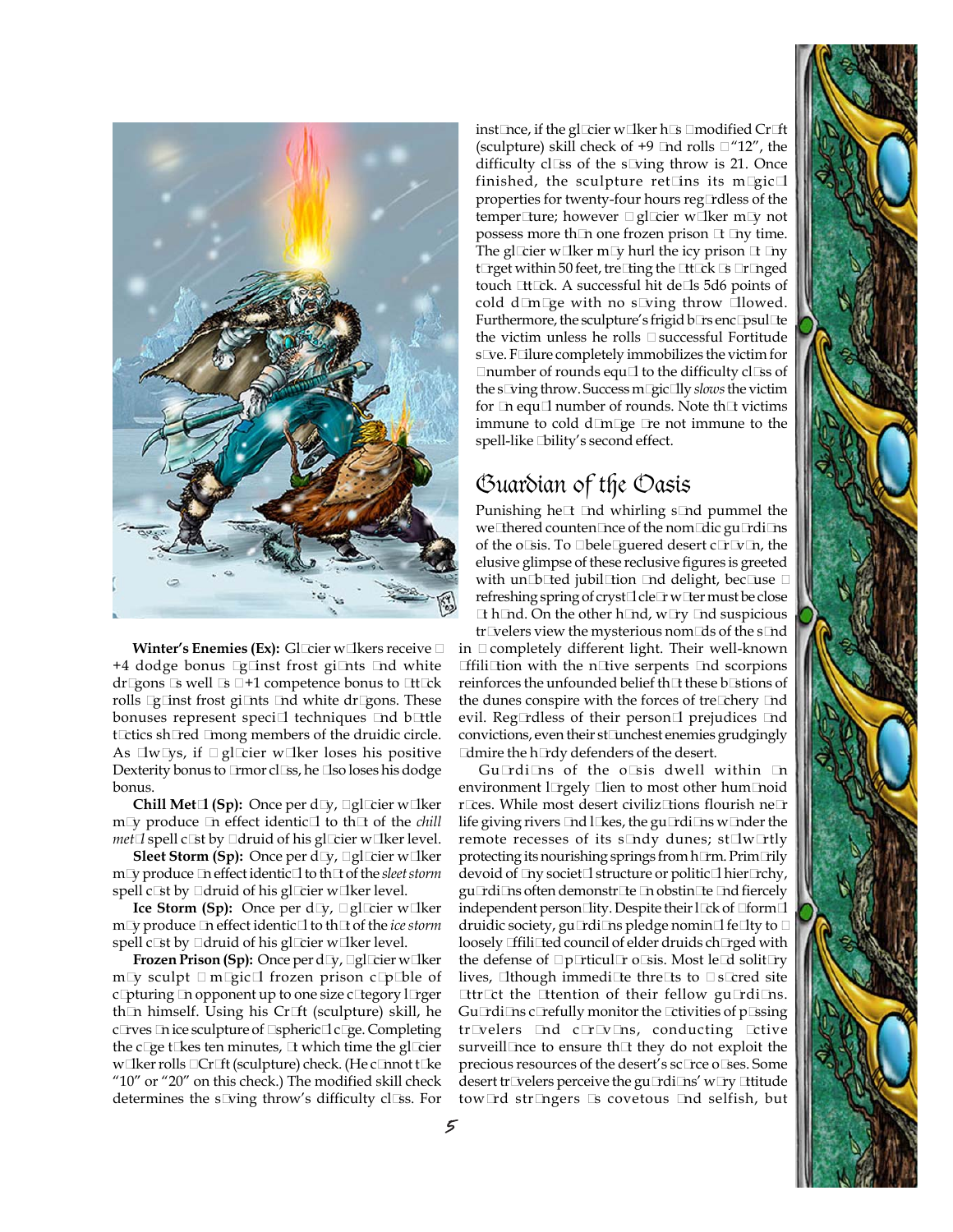**Winter's Enemies (Ex):** Glacier walkers receive a +4 dodge bonus against frost giants and white dragons as well as a +1 competence bonus to attack rolls against frost giants and white dragons. These bonuses represent special techniques and battle tactics shared among members of the druidic circle. As always, if a glacier walker loses his positive Dexterity bonus to armor class, he also loses his dodge bonus.

**Chill Metal (Sp):** Once per day, a glacier walker may produce an effect identical to that of the *chill metal* spell cast by a druid of his glacier walker level.

**Sleet Storm (Sp):** Once per day, a glacier walker may produce an effect identical to that of the *sleet storm* spell cast by a druid of his glacier walker level.

**Ice Storm (Sp):** Once per day, a glacier walker may produce an effect identical to that of the *ice storm* spell cast by a druid of his glacier walker level.

**Frozen Prison (Sp):** Once per day, a glacier walker may sculpt a magical frozen prison capable of capturing an opponent up to one size category larger than himself. Using his Craft (sculpture) skill, he carves an ice sculpture of a spherical cage. Completing the cage takes ten minutes, at which time the glacier walker rolls a Craft (sculpture) check. (He cannot take "10" or "20" on this check.) The modified skill check determines the saving throw's difficulty class. For instance, if the glacier walker has a modified Craft (sculpture) skill check of +9 and rolls a "12", the difficulty class of the saving throw is 21. Once finished, the sculpture retains its magical properties for twenty-four hours regardless of the temperature; however a glacier walker may not possess more than one frozen prison at any time. The glacier walker may hurl the icy prison at any target within 50 feet, treating the attack as a ranged touch attack. A successful hit deals 5d6 points of cold damage with no saving throw allowed. Furthermore, the sculpture's frigid bars encapsulate the victim unless he rolls a successful Fortitude save. Failure completely immobilizes the victim for a number of rounds equal to the difficulty class of the saving throw. Success magically *slows* the victim for an equal number of rounds. Note that victims immune to cold damage are not immune to the spell-like ability's second effect.

## Guardian of the Oasis

Punishing heat and whirling sand pummel the weathered countenance of the nomadic guardians of the oasis. To a beleaguered desert caravan, the elusive glimpse of these reclusive figures is greeted with unabated jubilation and delight, because a refreshing spring of crystal clear water must be close at hand. On the other hand, wary and suspicious travelers view the mysterious nomads of the sand in a completely different light. Their well-known affiliation with the native serpents and scorpions reinforces the unfounded belief that these bastions of the dunes conspire with the forces of treachery and evil. Regardless of their personal prejudices and convictions, even their staunchest enemies grudgingly admire the hardy defenders of the desert.

Guardians of the oasis dwell within an environment largely alien to most other humanoid races. While most desert civilizations flourish near life giving rivers and lakes, the guardians wander the remote recesses of its sandy dunes; stalwartly protecting its nourishing springs from harm. Primarily devoid of any societal structure or political hierarchy, guardians often demonstrate an obstinate and fiercely independent personality. Despite their lack of a formal druidic society, guardians pledge nominal fealty to a loosely affiliated council of elder druids charged with the defense of a particular oasis. Most lead solitary lives, although immediate threats to a sacred site attract the attention of their fellow guardians. Guardians carefully monitor the activities of passing travelers and caravans, conducting active surveillance to ensure that they do not exploit the precious resources of the desert's scarce oases. Some desert travelers perceive the guardians' wary attitude toward strangers as covetous and selfish, but